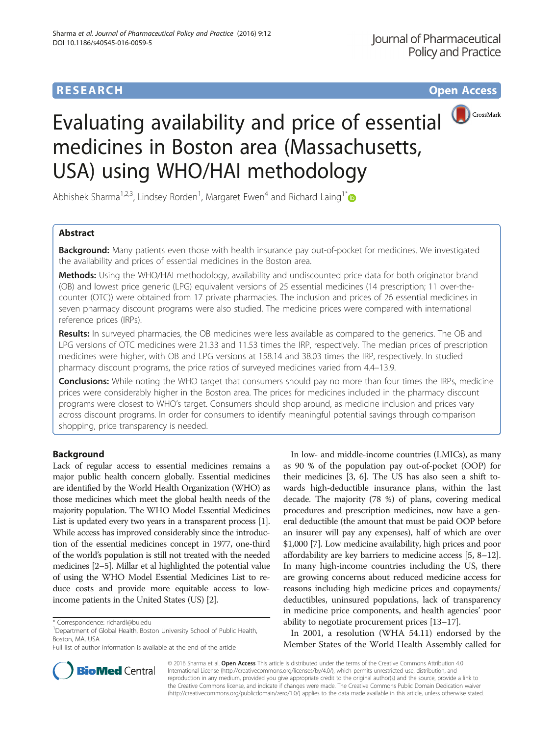**RESEARCH** **Open Access**

# Evaluating availability and price of essential medicines in Boston area (Massachusetts, USA) using WHO/HAI methodology

Abhishek Sharma[1,2,3], Lindsey Rorden[1], Margaret Ewen[4] and Richard Laing[1*]

## Abstract

**Background:** Many patients even those with health insurance pay out-of-pocket for medicines. We investigated the availability and prices of essential medicines in the Boston area.

**Methods:** Using the WHO/HAI methodology, availability and undiscounted price data for both originator brand (OB) and lowest price generic (LPG) equivalent versions of 25 essential medicines (14 prescription; 11 over-the-counter (OTC)) were obtained from 17 private pharmacies. The inclusion and prices of 26 essential medicines in seven pharmacy discount programs were also studied. The medicine prices were compared with international reference prices (IRPs).

**Results:** In surveyed pharmacies, the OB medicines were less available as compared to the generics. The OB and LPG versions of OTC medicines were 21.33 and 11.53 times the IRP, respectively. The median prices of prescription medicines were higher, with OB and LPG versions at 158.14 and 38.03 times the IRP, respectively. In studied pharmacy discount programs, the price ratios of surveyed medicines varied from 4.4–13.9.

**Conclusions:** While noting the WHO target that consumers should pay no more than four times the IRPs, medicine prices were considerably higher in the Boston area. The prices for medicines included in the pharmacy discount programs were closest to WHO's target. Consumers should shop around, as medicine inclusion and prices vary across discount programs. In order for consumers to identify meaningful potential savings through comparison shopping, price transparency is needed.

## Background

Lack of regular access to essential medicines remains a major public health concern globally. Essential medicines are identified by the World Health Organization (WHO) as those medicines which meet the global health needs of the majority population. The WHO Model Essential Medicines List is updated every two years in a transparent process [1]. While access has improved considerably since the introduction of the essential medicines concept in 1977, one-third of the world's population is still not treated with the needed medicines [2–5]. Millar et al highlighted the potential value of using the WHO Model Essential Medicines List to reduce costs and provide more equitable access to low-income patients in the United States (US) [2].

In low- and middle-income countries (LMICs), as many as 90 % of the population pay out-of-pocket (OOP) for their medicines [3, 6]. The US has also seen a shift towards high-deductible insurance plans, within the last decade. The majority (78 %) of plans, covering medical procedures and prescription medicines, now have a general deductible (the amount that must be paid OOP before an insurer will pay any expenses), half of which are over $1,000 [7]. Low medicine availability, high prices and poor affordability are key barriers to medicine access [5, 8–12]. In many high-income countries including the US, there are growing concerns about reduced medicine access for reasons including high medicine prices and copayments/deductibles, uninsured populations, lack of transparency in medicine price components, and health agencies' poor ability to negotiate procurement prices [13–17].

In 2001, a resolution (WHA 54.11) endorsed by the Member States of the World Health Assembly called for

\* Correspondence: richardl@bu.edu

[1]Department of Global Health, Boston University School of Public Health, Boston, MA, USA

Full list of author information is available at the end of the article

© 2016 Sharma et al. **Open Access** This article is distributed under the terms of the Creative Commons Attribution 4.0 International License (http://creativecommons.org/licenses/by/4.0/), which permits unrestricted use, distribution, and reproduction in any medium, provided you give appropriate credit to the original author(s) and the source, provide a link to the Creative Commons license, and indicate if changes were made. The Creative Commons Public Domain Dedication waiver (http://creativecommons.org/publicdomain/zero/1.0/) applies to the data made available in this article, unless otherwise stated.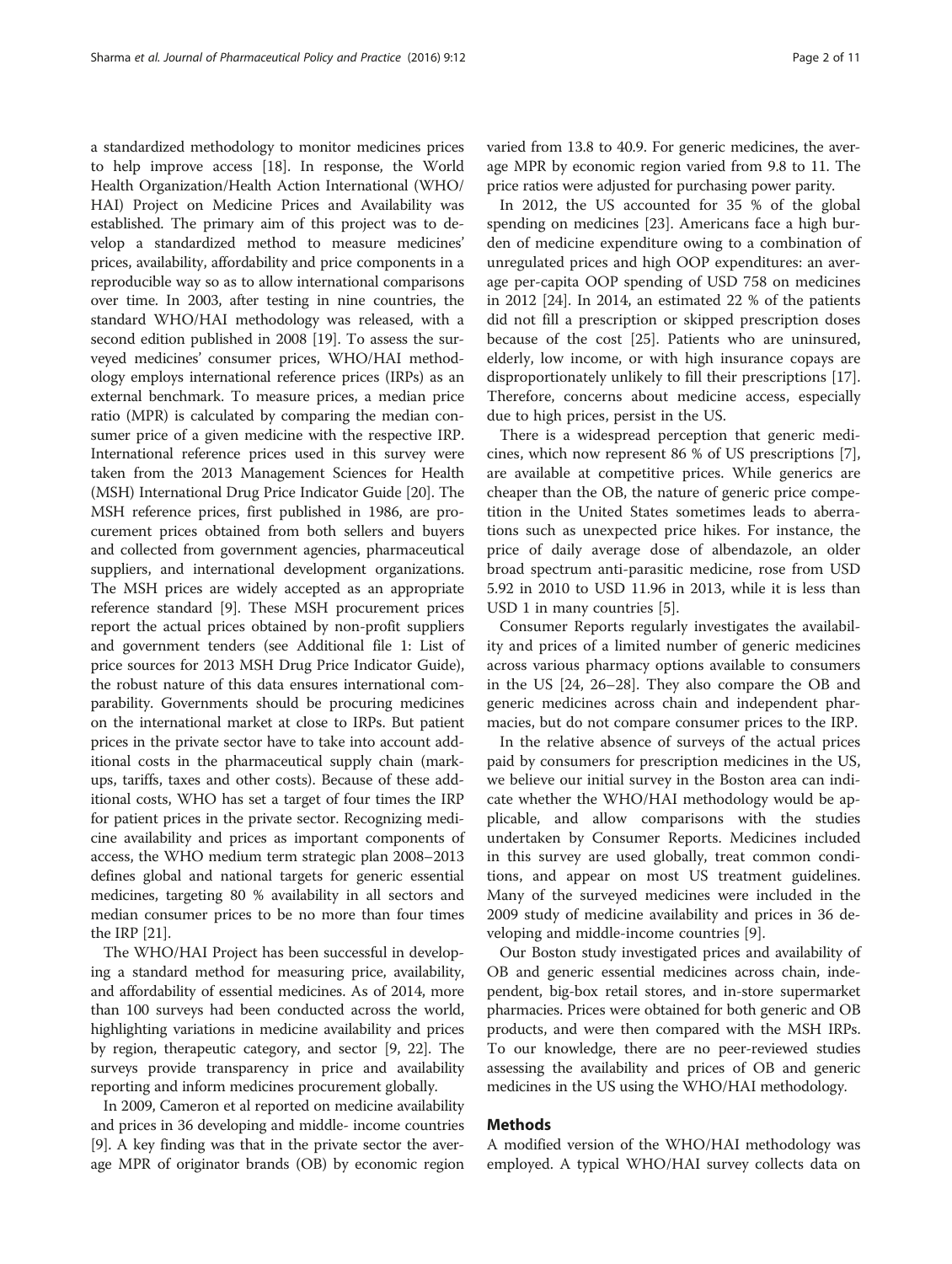a standardized methodology to monitor medicines prices to help improve access [18]. In response, the World Health Organization/Health Action International (WHO/HAI) Project on Medicine Prices and Availability was established. The primary aim of this project was to develop a standardized method to measure medicines' prices, availability, affordability and price components in a reproducible way so as to allow international comparisons over time. In 2003, after testing in nine countries, the standard WHO/HAI methodology was released, with a second edition published in 2008 [19]. To assess the surveyed medicines' consumer prices, WHO/HAI methodology employs international reference prices (IRPs) as an external benchmark. To measure prices, a median price ratio (MPR) is calculated by comparing the median consumer price of a given medicine with the respective IRP. International reference prices used in this survey were taken from the 2013 Management Sciences for Health (MSH) International Drug Price Indicator Guide [20]. The MSH reference prices, first published in 1986, are procurement prices obtained from both sellers and buyers and collected from government agencies, pharmaceutical suppliers, and international development organizations. The MSH prices are widely accepted as an appropriate reference standard [9]. These MSH procurement prices report the actual prices obtained by non-profit suppliers and government tenders (see Additional file 1: List of price sources for 2013 MSH Drug Price Indicator Guide), the robust nature of this data ensures international comparability. Governments should be procuring medicines on the international market at close to IRPs. But patient prices in the private sector have to take into account additional costs in the pharmaceutical supply chain (markups, tariffs, taxes and other costs). Because of these additional costs, WHO has set a target of four times the IRP for patient prices in the private sector. Recognizing medicine availability and prices as important components of access, the WHO medium term strategic plan 2008–2013 defines global and national targets for generic essential medicines, targeting 80 % availability in all sectors and median consumer prices to be no more than four times the IRP [21].

The WHO/HAI Project has been successful in developing a standard method for measuring price, availability, and affordability of essential medicines. As of 2014, more than 100 surveys had been conducted across the world, highlighting variations in medicine availability and prices by region, therapeutic category, and sector [9, 22]. The surveys provide transparency in price and availability reporting and inform medicines procurement globally.

In 2009, Cameron et al reported on medicine availability and prices in 36 developing and middle- income countries [9]. A key finding was that in the private sector the average MPR of originator brands (OB) by economic region varied from 13.8 to 40.9. For generic medicines, the average MPR by economic region varied from 9.8 to 11. The price ratios were adjusted for purchasing power parity.

In 2012, the US accounted for 35 % of the global spending on medicines [23]. Americans face a high burden of medicine expenditure owing to a combination of unregulated prices and high OOP expenditures: an average per-capita OOP spending of USD 758 on medicines in 2012 [24]. In 2014, an estimated 22 % of the patients did not fill a prescription or skipped prescription doses because of the cost [25]. Patients who are uninsured, elderly, low income, or with high insurance copays are disproportionately unlikely to fill their prescriptions [17]. Therefore, concerns about medicine access, especially due to high prices, persist in the US.

There is a widespread perception that generic medicines, which now represent 86 % of US prescriptions [7], are available at competitive prices. While generics are cheaper than the OB, the nature of generic price competition in the United States sometimes leads to aberrations such as unexpected price hikes. For instance, the price of daily average dose of albendazole, an older broad spectrum anti-parasitic medicine, rose from USD 5.92 in 2010 to USD 11.96 in 2013, while it is less than USD 1 in many countries [5].

Consumer Reports regularly investigates the availability and prices of a limited number of generic medicines across various pharmacy options available to consumers in the US [24, 26–28]. They also compare the OB and generic medicines across chain and independent pharmacies, but do not compare consumer prices to the IRP.

In the relative absence of surveys of the actual prices paid by consumers for prescription medicines in the US, we believe our initial survey in the Boston area can indicate whether the WHO/HAI methodology would be applicable, and allow comparisons with the studies undertaken by Consumer Reports. Medicines included in this survey are used globally, treat common conditions, and appear on most US treatment guidelines. Many of the surveyed medicines were included in the 2009 study of medicine availability and prices in 36 developing and middle-income countries [9].

Our Boston study investigated prices and availability of OB and generic essential medicines across chain, independent, big-box retail stores, and in-store supermarket pharmacies. Prices were obtained for both generic and OB products, and were then compared with the MSH IRPs. To our knowledge, there are no peer-reviewed studies assessing the availability and prices of OB and generic medicines in the US using the WHO/HAI methodology.

## Methods

A modified version of the WHO/HAI methodology was employed. A typical WHO/HAI survey collects data on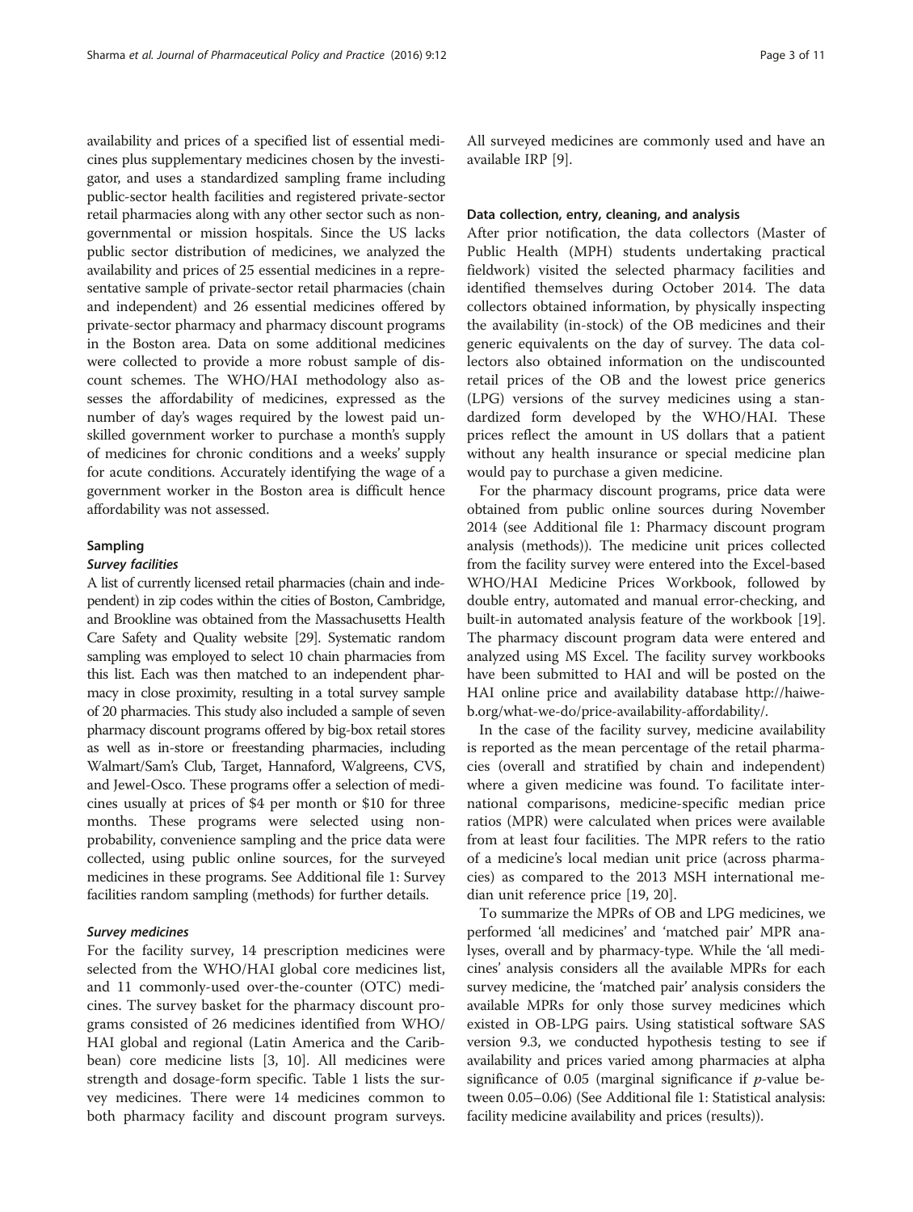availability and prices of a specified list of essential medicines plus supplementary medicines chosen by the investigator, and uses a standardized sampling frame including public-sector health facilities and registered private-sector retail pharmacies along with any other sector such as non-governmental or mission hospitals. Since the US lacks public sector distribution of medicines, we analyzed the availability and prices of 25 essential medicines in a representative sample of private-sector retail pharmacies (chain and independent) and 26 essential medicines offered by private-sector pharmacy and pharmacy discount programs in the Boston area. Data on some additional medicines were collected to provide a more robust sample of discount schemes. The WHO/HAI methodology also assesses the affordability of medicines, expressed as the number of day's wages required by the lowest paid unskilled government worker to purchase a month's supply of medicines for chronic conditions and a weeks' supply for acute conditions. Accurately identifying the wage of a government worker in the Boston area is difficult hence affordability was not assessed.

## Sampling

### *Survey facilities*

A list of currently licensed retail pharmacies (chain and independent) in zip codes within the cities of Boston, Cambridge, and Brookline was obtained from the Massachusetts Health Care Safety and Quality website [29]. Systematic random sampling was employed to select 10 chain pharmacies from this list. Each was then matched to an independent pharmacy in close proximity, resulting in a total survey sample of 20 pharmacies. This study also included a sample of seven pharmacy discount programs offered by big-box retail stores as well as in-store or freestanding pharmacies, including Walmart/Sam's Club, Target, Hannaford, Walgreens, CVS, and Jewel-Osco. These programs offer a selection of medicines usually at prices of $4 per month or $10 for three months. These programs were selected using non-probability, convenience sampling and the price data were collected, using public online sources, for the surveyed medicines in these programs. See Additional file 1: Survey facilities random sampling (methods) for further details.

### *Survey medicines*

For the facility survey, 14 prescription medicines were selected from the WHO/HAI global core medicines list, and 11 commonly-used over-the-counter (OTC) medicines. The survey basket for the pharmacy discount programs consisted of 26 medicines identified from WHO/HAI global and regional (Latin America and the Caribbean) core medicine lists [3, 10]. All medicines were strength and dosage-form specific. Table 1 lists the survey medicines. There were 14 medicines common to both pharmacy facility and discount program surveys. All surveyed medicines are commonly used and have an available IRP [9].

## Data collection, entry, cleaning, and analysis

After prior notification, the data collectors (Master of Public Health (MPH) students undertaking practical fieldwork) visited the selected pharmacy facilities and identified themselves during October 2014. The data collectors obtained information, by physically inspecting the availability (in-stock) of the OB medicines and their generic equivalents on the day of survey. The data collectors also obtained information on the undiscounted retail prices of the OB and the lowest price generics (LPG) versions of the survey medicines using a standardized form developed by the WHO/HAI. These prices reflect the amount in US dollars that a patient without any health insurance or special medicine plan would pay to purchase a given medicine.

For the pharmacy discount programs, price data were obtained from public online sources during November 2014 (see Additional file 1: Pharmacy discount program analysis (methods)). The medicine unit prices collected from the facility survey were entered into the Excel-based WHO/HAI Medicine Prices Workbook, followed by double entry, automated and manual error-checking, and built-in automated analysis feature of the workbook [19]. The pharmacy discount program data were entered and analyzed using MS Excel. The facility survey workbooks have been submitted to HAI and will be posted on the HAI online price and availability database http://haiweb.org/what-we-do/price-availability-affordability/.

In the case of the facility survey, medicine availability is reported as the mean percentage of the retail pharmacies (overall and stratified by chain and independent) where a given medicine was found. To facilitate international comparisons, medicine-specific median price ratios (MPR) were calculated when prices were available from at least four facilities. The MPR refers to the ratio of a medicine's local median unit price (across pharmacies) as compared to the 2013 MSH international median unit reference price [19, 20].

To summarize the MPRs of OB and LPG medicines, we performed 'all medicines' and 'matched pair' MPR analyses, overall and by pharmacy-type. While the 'all medicines' analysis considers all the available MPRs for each survey medicine, the 'matched pair' analysis considers the available MPRs for only those survey medicines which existed in OB-LPG pairs. Using statistical software SAS version 9.3, we conducted hypothesis testing to see if availability and prices varied among pharmacies at alpha significance of 0.05 (marginal significance if $p$-value between 0.05–0.06) (See Additional file 1: Statistical analysis: facility medicine availability and prices (results)).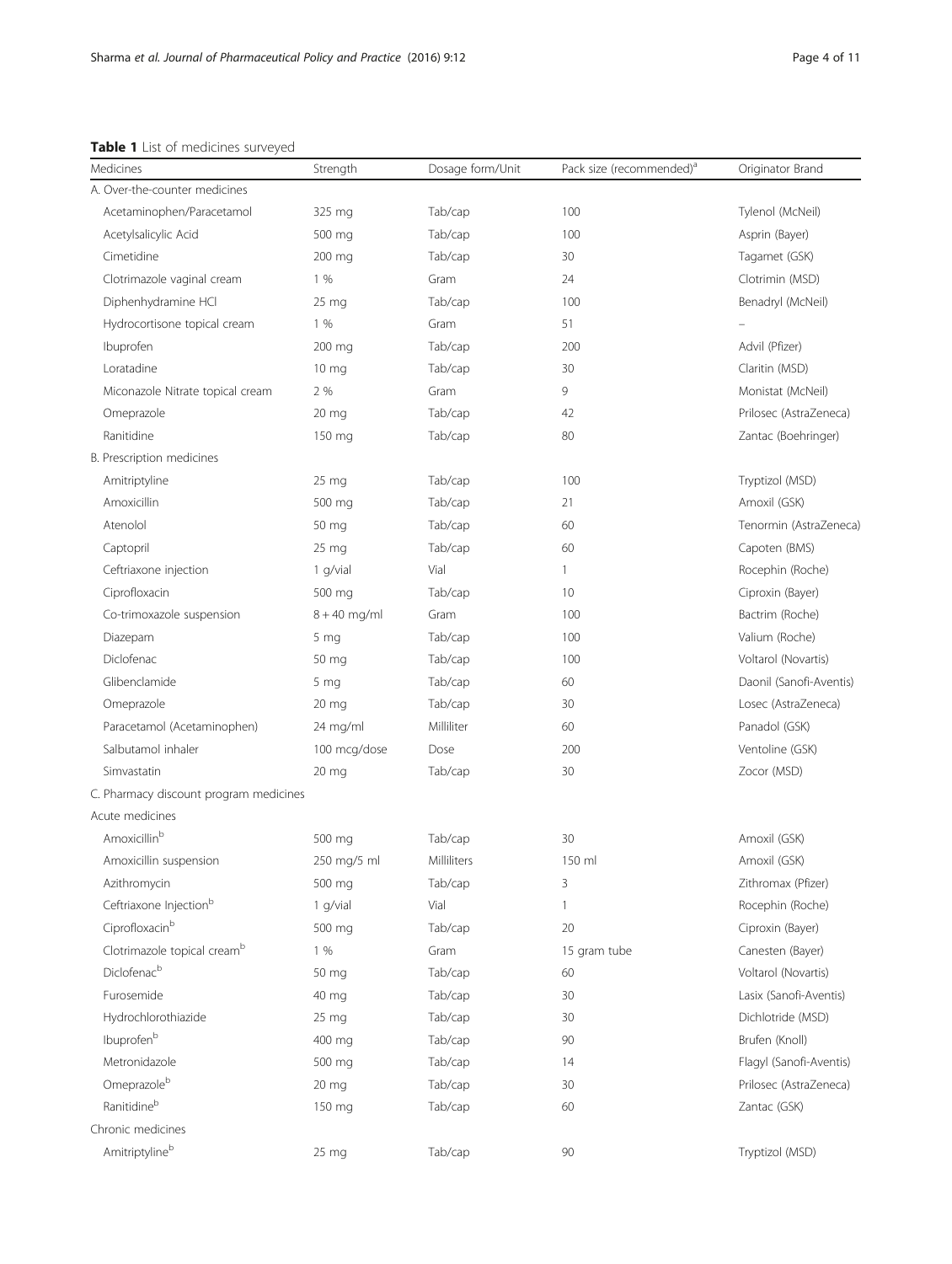**Table 1** List of medicines surveyed

| Medicines | Strength | Dosage form/Unit | Pack size (recommended)[a] | Originator Brand |
|---|---|---|---|---|
| A. Over-the-counter medicines | | | | |
| Acetaminophen/Paracetamol | 325 mg | Tab/cap | 100 | Tylenol (McNeil) |
| Acetylsalicylic Acid | 500 mg | Tab/cap | 100 | Asprin (Bayer) |
| Cimetidine | 200 mg | Tab/cap | 30 | Tagamet (GSK) |
| Clotrimazole vaginal cream | 1 % | Gram | 24 | Clotrimin (MSD) |
| Diphenhydramine HCl | 25 mg | Tab/cap | 100 | Benadryl (McNeil) |
| Hydrocortisone topical cream | 1 % | Gram | 51 | – |
| Ibuprofen | 200 mg | Tab/cap | 200 | Advil (Pfizer) |
| Loratadine | 10 mg | Tab/cap | 30 | Claritin (MSD) |
| Miconazole Nitrate topical cream | 2 % | Gram | 9 | Monistat (McNeil) |
| Omeprazole | 20 mg | Tab/cap | 42 | Prilosec (AstraZeneca) |
| Ranitidine | 150 mg | Tab/cap | 80 | Zantac (Boehringer) |
| B. Prescription medicines | | | | |
| Amitriptyline | 25 mg | Tab/cap | 100 | Tryptizol (MSD) |
| Amoxicillin | 500 mg | Tab/cap | 21 | Amoxil (GSK) |
| Atenolol | 50 mg | Tab/cap | 60 | Tenormin (AstraZeneca) |
| Captopril | 25 mg | Tab/cap | 60 | Capoten (BMS) |
| Ceftriaxone injection | 1 g/vial | Vial | 1 | Rocephin (Roche) |
| Ciprofloxacin | 500 mg | Tab/cap | 10 | Ciproxin (Bayer) |
| Co-trimoxazole suspension | 8 + 40 mg/ml | Gram | 100 | Bactrim (Roche) |
| Diazepam | 5 mg | Tab/cap | 100 | Valium (Roche) |
| Diclofenac | 50 mg | Tab/cap | 100 | Voltarol (Novartis) |
| Glibenclamide | 5 mg | Tab/cap | 60 | Daonil (Sanofi-Aventis) |
| Omeprazole | 20 mg | Tab/cap | 30 | Losec (AstraZeneca) |
| Paracetamol (Acetaminophen) | 24 mg/ml | Milliliter | 60 | Panadol (GSK) |
| Salbutamol inhaler | 100 mcg/dose | Dose | 200 | Ventoline (GSK) |
| Simvastatin | 20 mg | Tab/cap | 30 | Zocor (MSD) |
| C. Pharmacy discount program medicines | | | | |
| Acute medicines | | | | |
| Amoxicillin[b] | 500 mg | Tab/cap | 30 | Amoxil (GSK) |
| Amoxicillin suspension | 250 mg/5 ml | Milliliters | 150 ml | Amoxil (GSK) |
| Azithromycin | 500 mg | Tab/cap | 3 | Zithromax (Pfizer) |
| Ceftriaxone Injection[b] | 1 g/vial | Vial | 1 | Rocephin (Roche) |
| Ciprofloxacin[b] | 500 mg | Tab/cap | 20 | Ciproxin (Bayer) |
| Clotrimazole topical cream[b] | 1 % | Gram | 15 gram tube | Canesten (Bayer) |
| Diclofenac[b] | 50 mg | Tab/cap | 60 | Voltarol (Novartis) |
| Furosemide | 40 mg | Tab/cap | 30 | Lasix (Sanofi-Aventis) |
| Hydrochlorothiazide | 25 mg | Tab/cap | 30 | Dichlotride (MSD) |
| Ibuprofen[b] | 400 mg | Tab/cap | 90 | Brufen (Knoll) |
| Metronidazole | 500 mg | Tab/cap | 14 | Flagyl (Sanofi-Aventis) |
| Omeprazole[b] | 20 mg | Tab/cap | 30 | Prilosec (AstraZeneca) |
| Ranitidine[b] | 150 mg | Tab/cap | 60 | Zantac (GSK) |
| Chronic medicines | | | | |
| Amitriptyline[b] | 25 mg | Tab/cap | 90 | Tryptizol (MSD) |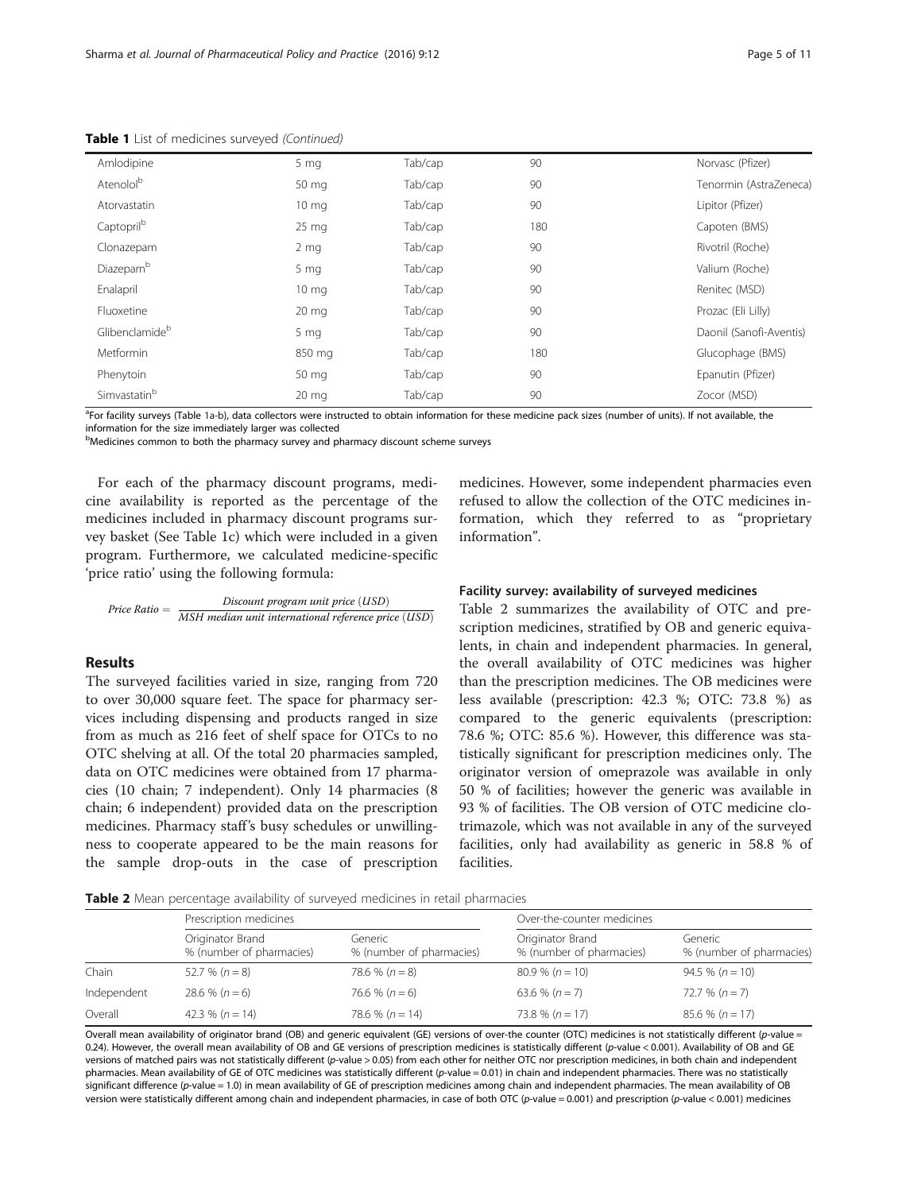**Table 1** List of medicines surveyed *(Continued)*

| | | | | |
|---|---|---|---|---|
| Amlodipine | 5 mg | Tab/cap | 90 | Norvasc (Pfizer) |
| Atenolol[b] | 50 mg | Tab/cap | 90 | Tenormin (AstraZeneca) |
| Atorvastatin | 10 mg | Tab/cap | 90 | Lipitor (Pfizer) |
| Captopril[b] | 25 mg | Tab/cap | 180 | Capoten (BMS) |
| Clonazepam | 2 mg | Tab/cap | 90 | Rivotril (Roche) |
| Diazepam[b] | 5 mg | Tab/cap | 90 | Valium (Roche) |
| Enalapril | 10 mg | Tab/cap | 90 | Renitec (MSD) |
| Fluoxetine | 20 mg | Tab/cap | 90 | Prozac (Eli Lilly) |
| Glibenclamide[b] | 5 mg | Tab/cap | 90 | Daonil (Sanofi-Aventis) |
| Metformin | 850 mg | Tab/cap | 180 | Glucophage (BMS) |
| Phenytoin | 50 mg | Tab/cap | 90 | Epanutin (Pfizer) |
| Simvastatin[b] | 20 mg | Tab/cap | 90 | Zocor (MSD) |

[a]For facility surveys (Table 1a-b), data collectors were instructed to obtain information for these medicine pack sizes (number of units). If not available, the information for the size immediately larger was collected

[b]Medicines common to both the pharmacy survey and pharmacy discount scheme surveys

For each of the pharmacy discount programs, medicine availability is reported as the percentage of the medicines included in pharmacy discount programs survey basket (See Table 1c) which were included in a given program. Furthermore, we calculated medicine-specific 'price ratio' using the following formula:

$$Price\ Ratio = \frac{Discount\ program\ unit\ price\ (USD)}{MSH\ median\ unit\ international\ reference\ price\ (USD)}$$

## Results

The surveyed facilities varied in size, ranging from 720 to over 30,000 square feet. The space for pharmacy services including dispensing and products ranged in size from as much as 216 feet of shelf space for OTCs to no OTC shelving at all. Of the total 20 pharmacies sampled, data on OTC medicines were obtained from 17 pharmacies (10 chain; 7 independent). Only 14 pharmacies (8 chain; 6 independent) provided data on the prescription medicines. Pharmacy staff's busy schedules or unwillingness to cooperate appeared to be the main reasons for the sample drop-outs in the case of prescription medicines. However, some independent pharmacies even refused to allow the collection of the OTC medicines information, which they referred to as "proprietary information".

### Facility survey: availability of surveyed medicines

Table 2 summarizes the availability of OTC and prescription medicines, stratified by OB and generic equivalents, in chain and independent pharmacies. In general, the overall availability of OTC medicines was higher than the prescription medicines. The OB medicines were less available (prescription: 42.3 %; OTC: 73.8 %) as compared to the generic equivalents (prescription: 78.6 %; OTC: 85.6 %). However, this difference was statistically significant for prescription medicines only. The originator version of omeprazole was available in only 50 % of facilities; however the generic was available in 93 % of facilities. The OB version of OTC medicine clotrimazole, which was not available in any of the surveyed facilities, only had availability as generic in 58.8 % of facilities.

**Table 2** Mean percentage availability of surveyed medicines in retail pharmacies

| | Prescription medicines | | Over-the-counter medicines | |
|---|---|---|---|---|
| | Originator Brand % (number of pharmacies) | Generic % (number of pharmacies) | Originator Brand % (number of pharmacies) | Generic % (number of pharmacies) |
| Chain | 52.7 % ($n = 8$) | 78.6 % ($n = 8$) | 80.9 % ($n = 10$) | 94.5 % ($n = 10$) |
| Independent | 28.6 % ($n = 6$) | 76.6 % ($n = 6$) | 63.6 % ($n = 7$) | 72.7 % ($n = 7$) |
| Overall | 42.3 % ($n = 14$) | 78.6 % ($n = 14$) | 73.8 % ($n = 17$) | 85.6 % ($n = 17$) |

Overall mean availability of originator brand (OB) and generic equivalent (GE) versions of over-the counter (OTC) medicines is not statistically different ($p$-value = 0.24). However, the overall mean availability of OB and GE versions of prescription medicines is statistically different ($p$-value < 0.001). Availability of OB and GE versions of matched pairs was not statistically different ($p$-value > 0.05) from each other for neither OTC nor prescription medicines, in both chain and independent pharmacies. Mean availability of GE of OTC medicines was statistically different ($p$-value = 0.01) in chain and independent pharmacies. There was no statistically significant difference ($p$-value = 1.0) in mean availability of GE of prescription medicines among chain and independent pharmacies. The mean availability of OB version were statistically different among chain and independent pharmacies, in case of both OTC ($p$-value = 0.001) and prescription ($p$-value < 0.001) medicines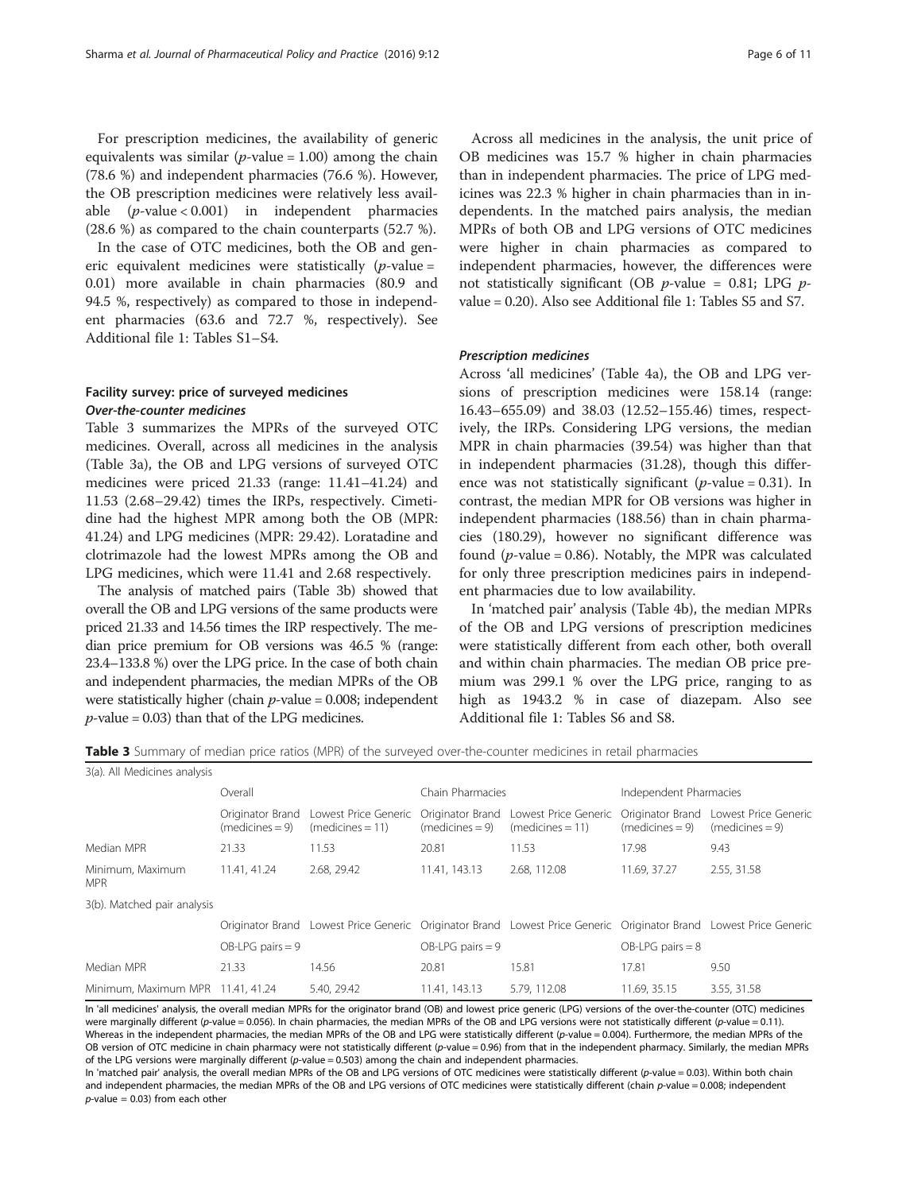For prescription medicines, the availability of generic equivalents was similar ($p$-value = 1.00) among the chain (78.6 %) and independent pharmacies (76.6 %). However, the OB prescription medicines were relatively less available ($p$-value < 0.001) in independent pharmacies (28.6 %) as compared to the chain counterparts (52.7 %).

In the case of OTC medicines, both the OB and generic equivalent medicines were statistically ($p$-value = 0.01) more available in chain pharmacies (80.9 and 94.5 %, respectively) as compared to those in independent pharmacies (63.6 and 72.7 %, respectively). See Additional file 1: Tables S1–S4.

## Facility survey: price of surveyed medicines

### *Over-the-counter medicines*

Table 3 summarizes the MPRs of the surveyed OTC medicines. Overall, across all medicines in the analysis (Table 3a), the OB and LPG versions of surveyed OTC medicines were priced 21.33 (range: 11.41–41.24) and 11.53 (2.68–29.42) times the IRPs, respectively. Cimetidine had the highest MPR among both the OB (MPR: 41.24) and LPG medicines (MPR: 29.42). Loratadine and clotrimazole had the lowest MPRs among the OB and LPG medicines, which were 11.41 and 2.68 respectively.

The analysis of matched pairs (Table 3b) showed that overall the OB and LPG versions of the same products were priced 21.33 and 14.56 times the IRP respectively. The median price premium for OB versions was 46.5 % (range: 23.4–133.8 %) over the LPG price. In the case of both chain and independent pharmacies, the median MPRs of the OB were statistically higher (chain $p$-value = 0.008; independent $p$-value = 0.03) than that of the LPG medicines.

Across all medicines in the analysis, the unit price of OB medicines was 15.7 % higher in chain pharmacies than in independent pharmacies. The price of LPG medicines was 22.3 % higher in chain pharmacies than in independents. In the matched pairs analysis, the median MPRs of both OB and LPG versions of OTC medicines were higher in chain pharmacies as compared to independent pharmacies, however, the differences were not statistically significant (OB $p$-value = 0.81; LPG $p$-value = 0.20). Also see Additional file 1: Tables S5 and S7.

### *Prescription medicines*

Across 'all medicines' (Table 4a), the OB and LPG versions of prescription medicines were 158.14 (range: 16.43–655.09) and 38.03 (12.52–155.46) times, respectively, the IRPs. Considering LPG versions, the median MPR in chain pharmacies (39.54) was higher than that in independent pharmacies (31.28), though this difference was not statistically significant ($p$-value = 0.31). In contrast, the median MPR for OB versions was higher in independent pharmacies (188.56) than in chain pharmacies (180.29), however no significant difference was found ($p$-value = 0.86). Notably, the MPR was calculated for only three prescription medicines pairs in independent pharmacies due to low availability.

In 'matched pair' analysis (Table 4b), the median MPRs of the OB and LPG versions of prescription medicines were statistically different from each other, both overall and within chain pharmacies. The median OB price premium was 299.1 % over the LPG price, ranging to as high as 1943.2 % in case of diazepam. Also see Additional file 1: Tables S6 and S8.

**Table 3** Summary of median price ratios (MPR) of the surveyed over-the-counter medicines in retail pharmacies

| 3(a). All Medicines analysis | Overall | | Chain Pharmacies | | Independent Pharmacies | |
|---|---|---|---|---|---|---|
| | Originator Brand (medicines = 9) | Lowest Price Generic (medicines = 11) | Originator Brand (medicines = 9) | Lowest Price Generic (medicines = 11) | Originator Brand (medicines = 9) | Lowest Price Generic (medicines = 9) |
| Median MPR | 21.33 | 11.53 | 20.81 | 11.53 | 17.98 | 9.43 |
| Minimum, Maximum MPR | 11.41, 41.24 | 2.68, 29.42 | 11.41, 143.13 | 2.68, 112.08 | 11.69, 37.27 | 2.55, 31.58 |
| **3(b). Matched pair analysis** | | | | | | |
| | Originator Brand | Lowest Price Generic | Originator Brand | Lowest Price Generic | Originator Brand | Lowest Price Generic |
| | OB-LPG pairs = 9 | | OB-LPG pairs = 9 | | OB-LPG pairs = 8 | |
| Median MPR | 21.33 | 14.56 | 20.81 | 15.81 | 17.81 | 9.50 |
| Minimum, Maximum MPR | 11.41, 41.24 | 5.40, 29.42 | 11.41, 143.13 | 5.79, 112.08 | 11.69, 35.15 | 3.55, 31.58 |

In 'all medicines' analysis, the overall median MPRs for the originator brand (OB) and lowest price generic (LPG) versions of the over-the-counter (OTC) medicines were marginally different ($p$-value = 0.056). In chain pharmacies, the median MPRs of the OB and LPG versions were not statistically different ($p$-value = 0.11). Whereas in the independent pharmacies, the median MPRs of the OB and LPG were statistically different ($p$-value = 0.004). Furthermore, the median MPRs of the OB version of OTC medicine in chain pharmacy were not statistically different ($p$-value = 0.96) from that in the independent pharmacy. Similarly, the median MPRs of the LPG versions were marginally different ($p$-value = 0.503) among the chain and independent pharmacies.
In 'matched pair' analysis, the overall median MPRs of the OB and LPG versions of OTC medicines were statistically different ($p$-value = 0.03). Within both chain and independent pharmacies, the median MPRs of the OB and LPG versions of OTC medicines were statistically different (chain $p$-value = 0.008; independent $p$-value = 0.03) from each other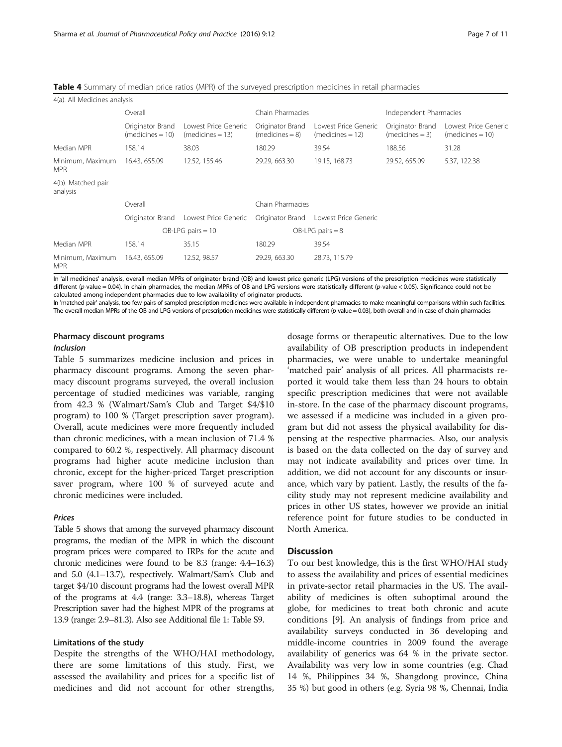**Table 4** Summary of median price ratios (MPR) of the surveyed prescription medicines in retail pharmacies

4(a). All Medicines analysis

| | Overall | | Chain Pharmacies | | Independent Pharmacies | |
|---|---|---|---|---|---|---|
| | Originator Brand (medicines = 10) | Lowest Price Generic (medicines = 13) | Originator Brand (medicines = 8) | Lowest Price Generic (medicines = 12) | Originator Brand (medicines = 3) | Lowest Price Generic (medicines = 10) |
| Median MPR | 158.14 | 38.03 | 180.29 | 39.54 | 188.56 | 31.28 |
| Minimum, Maximum MPR | 16.43, 655.09 | 12.52, 155.46 | 29.29, 663.30 | 19.15, 168.73 | 29.52, 655.09 | 5.37, 122.38 |

4(b). Matched pair analysis

| | Overall | | Chain Pharmacies | |
|---|---|---|---|---|
| | Originator Brand | Lowest Price Generic | Originator Brand | Lowest Price Generic |
| | OB-LPG pairs = 10 | | OB-LPG pairs = 8 | |
| Median MPR | 158.14 | 35.15 | 180.29 | 39.54 |
| Minimum, Maximum MPR | 16.43, 655.09 | 12.52, 98.57 | 29.29, 663.30 | 28.73, 115.79 |

In 'all medicines' analysis, overall median MPRs of originator brand (OB) and lowest price generic (LPG) versions of the prescription medicines were statistically different ($p$-value = 0.04). In chain pharmacies, the median MPRs of OB and LPG versions were statistically different ($p$-value < 0.05). Significance could not be calculated among independent pharmacies due to low availability of originator products.
In 'matched pair' analysis, too few pairs of sampled prescription medicines were available in independent pharmacies to make meaningful comparisons within such facilities. The overall median MPRs of the OB and LPG versions of prescription medicines were statistically different ($p$-value = 0.03), both overall and in case of chain pharmacies

### Pharmacy discount programs

#### *Inclusion*

Table 5 summarizes medicine inclusion and prices in pharmacy discount programs. Among the seven pharmacy discount programs surveyed, the overall inclusion percentage of studied medicines was variable, ranging from 42.3 % (Walmart/Sam's Club and Target $4/$10 program) to 100 % (Target prescription saver program). Overall, acute medicines were more frequently included than chronic medicines, with a mean inclusion of 71.4 % compared to 60.2 %, respectively. All pharmacy discount programs had higher acute medicine inclusion than chronic, except for the higher-priced Target prescription saver program, where 100 % of surveyed acute and chronic medicines were included.

#### *Prices*

Table 5 shows that among the surveyed pharmacy discount programs, the median of the MPR in which the discount program prices were compared to IRPs for the acute and chronic medicines were found to be 8.3 (range: 4.4–16.3) and 5.0 (4.1–13.7), respectively. Walmart/Sam's Club and target $4/10 discount programs had the lowest overall MPR of the programs at 4.4 (range: 3.3–18.8), whereas Target Prescription saver had the highest MPR of the programs at 13.9 (range: 2.9–81.3). Also see Additional file 1: Table S9.

### Limitations of the study

Despite the strengths of the WHO/HAI methodology, there are some limitations of this study. First, we assessed the availability and prices for a specific list of medicines and did not account for other strengths, dosage forms or therapeutic alternatives. Due to the low availability of OB prescription products in independent pharmacies, we were unable to undertake meaningful 'matched pair' analysis of all prices. All pharmacists reported it would take them less than 24 hours to obtain specific prescription medicines that were not available in-store. In the case of the pharmacy discount programs, we assessed if a medicine was included in a given program but did not assess the physical availability for dispensing at the respective pharmacies. Also, our analysis is based on the data collected on the day of survey and may not indicate availability and prices over time. In addition, we did not account for any discounts or insurance, which vary by patient. Lastly, the results of the facility study may not represent medicine availability and prices in other US states, however we provide an initial reference point for future studies to be conducted in North America.

## Discussion

To our best knowledge, this is the first WHO/HAI study to assess the availability and prices of essential medicines in private-sector retail pharmacies in the US. The availability of medicines is often suboptimal around the globe, for medicines to treat both chronic and acute conditions [9]. An analysis of findings from price and availability surveys conducted in 36 developing and middle-income countries in 2009 found the average availability of generics was 64 % in the private sector. Availability was very low in some countries (e.g. Chad 14 %, Philippines 34 %, Shangdong province, China 35 %) but good in others (e.g. Syria 98 %, Chennai, India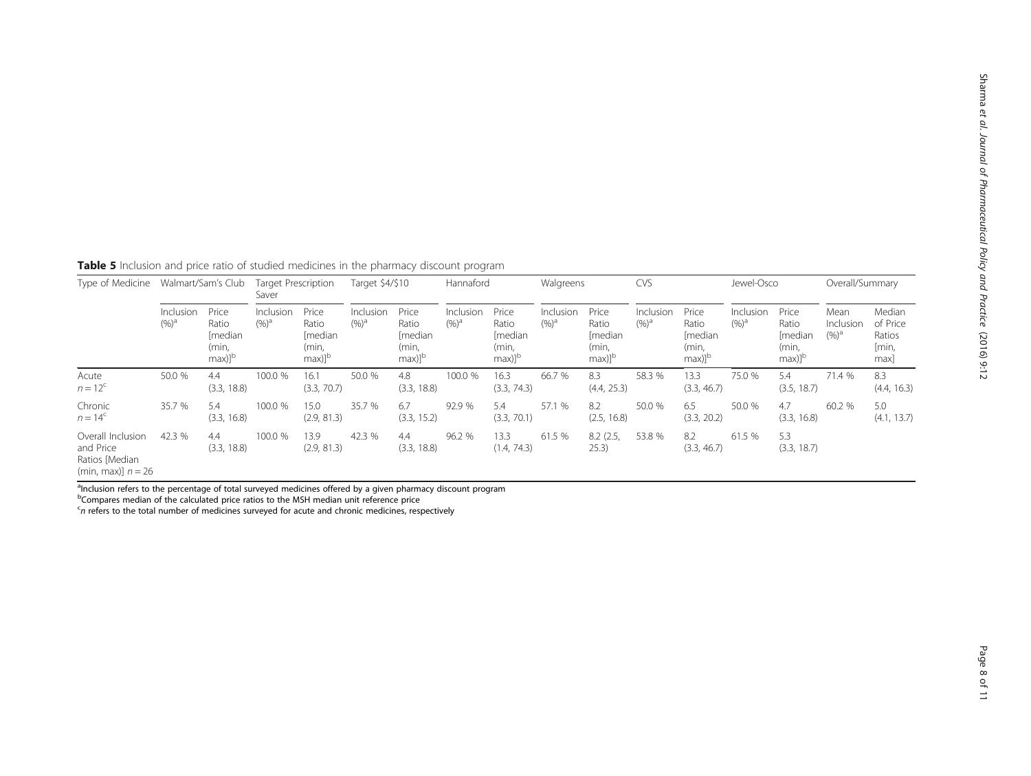**Table 5** Inclusion and price ratio of studied medicines in the pharmacy discount program

| Type of Medicine | Walmart/Sam's Club | | Target Prescription Saver | | Target $4/$10 | | Hannaford | | Walgreens | | CVS | | Jewel-Osco | | Overall/Summary | |
|---|---|---|---|---|---|---|---|---|---|---|---|---|---|---|---|---|
| | Inclusion (%)[a] | Price Ratio [median (min, max)][b] | Inclusion (%)[a] | Price Ratio [median (min, max)][b] | Inclusion (%)[a] | Price Ratio [median (min, max)][b] | Inclusion (%)[a] | Price Ratio [median (min, max)][b] | Inclusion (%)[a] | Price Ratio [median (min, max)][b] | Inclusion (%)[a] | Price Ratio [median (min, max)][b] | Inclusion (%)[a] | Price Ratio [median (min, max)][b] | Mean Inclusion (%)[a] | Median of Price Ratios [min, max] |
| Acute $n = 12$[c] | 50.0 % | 4.4 (3.3, 18.8) | 100.0 % | 16.1 (3.3, 70.7) | 50.0 % | 4.8 (3.3, 18.8) | 100.0 % | 16.3 (3.3, 74.3) | 66.7 % | 8.3 (4.4, 25.3) | 58.3 % | 13.3 (3.3, 46.7) | 75.0 % | 5.4 (3.5, 18.7) | 71.4 % | 8.3 (4.4, 16.3) |
| Chronic $n = 14$[c] | 35.7 % | 5.4 (3.3, 16.8) | 100.0 % | 15.0 (2.9, 81.3) | 35.7 % | 6.7 (3.3, 15.2) | 92.9 % | 5.4 (3.3, 70.1) | 57.1 % | 8.2 (2.5, 16.8) | 50.0 % | 6.5 (3.3, 20.2) | 50.0 % | 4.7 (3.3, 16.8) | 60.2 % | 5.0 (4.1, 13.7) |
| Overall Inclusion and Price Ratios [Median (min, max)] $n = 26$ | 42.3 % | 4.4 (3.3, 18.8) | 100.0 % | 13.9 (2.9, 81.3) | 42.3 % | 4.4 (3.3, 18.8) | 96.2 % | 13.3 (1.4, 74.3) | 61.5 % | 8.2 (2.5, 25.3) | 53.8 % | 8.2 (3.3, 46.7) | 61.5 % | 5.3 (3.3, 18.7) | | |

[a]Inclusion refers to the percentage of total surveyed medicines offered by a given pharmacy discount program
[b]Compares median of the calculated price ratios to the MSH median unit reference price
[c]*n* refers to the total number of medicines surveyed for acute and chronic medicines, respectively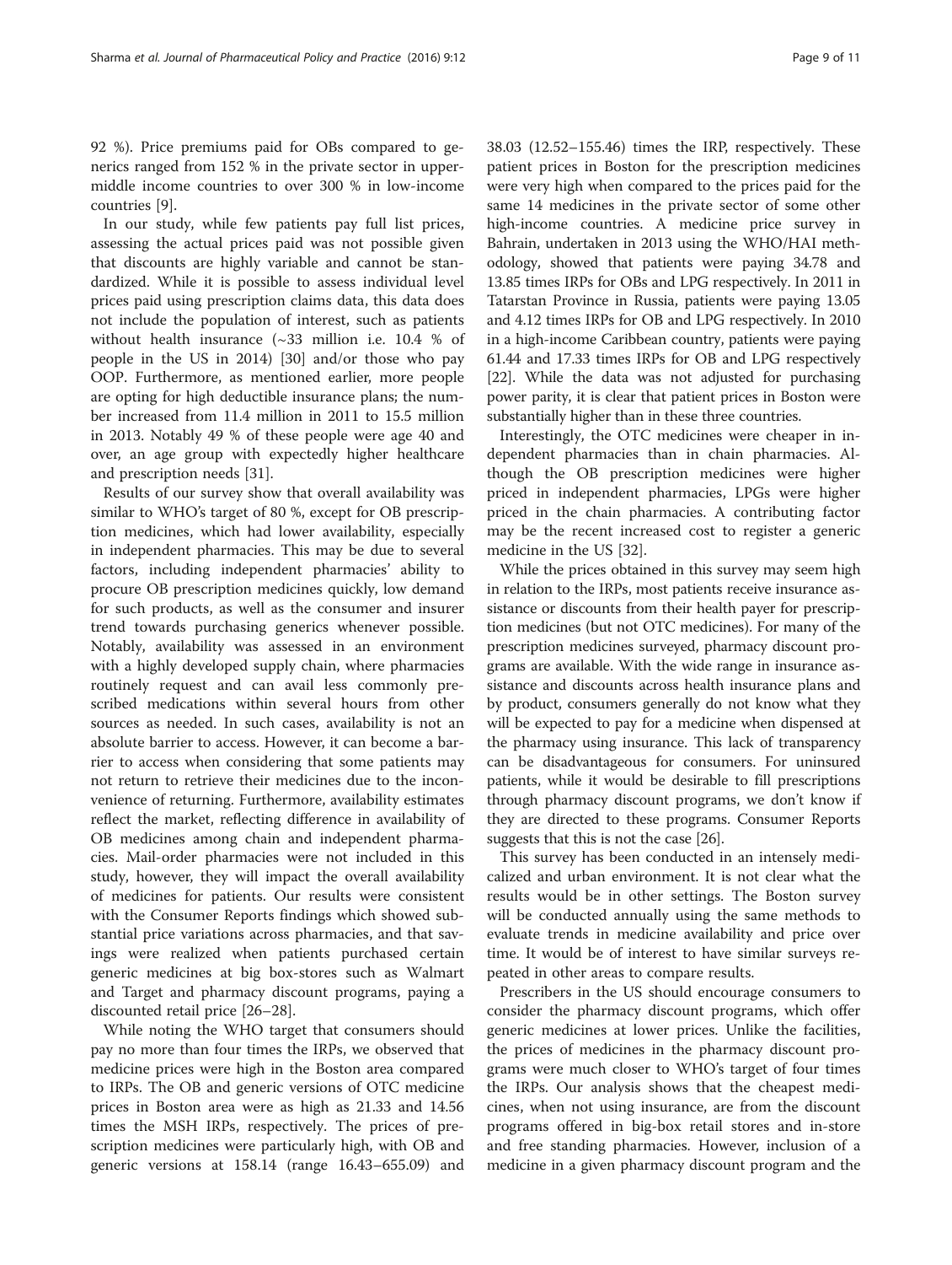92 %). Price premiums paid for OBs compared to generics ranged from 152 % in the private sector in upper-middle income countries to over 300 % in low-income countries [9].

In our study, while few patients pay full list prices, assessing the actual prices paid was not possible given that discounts are highly variable and cannot be standardized. While it is possible to assess individual level prices paid using prescription claims data, this data does not include the population of interest, such as patients without health insurance (~33 million i.e. 10.4 % of people in the US in 2014) [30] and/or those who pay OOP. Furthermore, as mentioned earlier, more people are opting for high deductible insurance plans; the number increased from 11.4 million in 2011 to 15.5 million in 2013. Notably 49 % of these people were age 40 and over, an age group with expectedly higher healthcare and prescription needs [31].

Results of our survey show that overall availability was similar to WHO's target of 80 %, except for OB prescription medicines, which had lower availability, especially in independent pharmacies. This may be due to several factors, including independent pharmacies' ability to procure OB prescription medicines quickly, low demand for such products, as well as the consumer and insurer trend towards purchasing generics whenever possible. Notably, availability was assessed in an environment with a highly developed supply chain, where pharmacies routinely request and can avail less commonly prescribed medications within several hours from other sources as needed. In such cases, availability is not an absolute barrier to access. However, it can become a barrier to access when considering that some patients may not return to retrieve their medicines due to the inconvenience of returning. Furthermore, availability estimates reflect the market, reflecting difference in availability of OB medicines among chain and independent pharmacies. Mail-order pharmacies were not included in this study, however, they will impact the overall availability of medicines for patients. Our results were consistent with the Consumer Reports findings which showed substantial price variations across pharmacies, and that savings were realized when patients purchased certain generic medicines at big box-stores such as Walmart and Target and pharmacy discount programs, paying a discounted retail price [26–28].

While noting the WHO target that consumers should pay no more than four times the IRPs, we observed that medicine prices were high in the Boston area compared to IRPs. The OB and generic versions of OTC medicine prices in Boston area were as high as 21.33 and 14.56 times the MSH IRPs, respectively. The prices of prescription medicines were particularly high, with OB and generic versions at 158.14 (range 16.43–655.09) and 38.03 (12.52–155.46) times the IRP, respectively. These patient prices in Boston for the prescription medicines were very high when compared to the prices paid for the same 14 medicines in the private sector of some other high-income countries. A medicine price survey in Bahrain, undertaken in 2013 using the WHO/HAI methodology, showed that patients were paying 34.78 and 13.85 times IRPs for OBs and LPG respectively. In 2011 in Tatarstan Province in Russia, patients were paying 13.05 and 4.12 times IRPs for OB and LPG respectively. In 2010 in a high-income Caribbean country, patients were paying 61.44 and 17.33 times IRPs for OB and LPG respectively [22]. While the data was not adjusted for purchasing power parity, it is clear that patient prices in Boston were substantially higher than in these three countries.

Interestingly, the OTC medicines were cheaper in independent pharmacies than in chain pharmacies. Although the OB prescription medicines were higher priced in independent pharmacies, LPGs were higher priced in the chain pharmacies. A contributing factor may be the recent increased cost to register a generic medicine in the US [32].

While the prices obtained in this survey may seem high in relation to the IRPs, most patients receive insurance assistance or discounts from their health payer for prescription medicines (but not OTC medicines). For many of the prescription medicines surveyed, pharmacy discount programs are available. With the wide range in insurance assistance and discounts across health insurance plans and by product, consumers generally do not know what they will be expected to pay for a medicine when dispensed at the pharmacy using insurance. This lack of transparency can be disadvantageous for consumers. For uninsured patients, while it would be desirable to fill prescriptions through pharmacy discount programs, we don't know if they are directed to these programs. Consumer Reports suggests that this is not the case [26].

This survey has been conducted in an intensely medicalized and urban environment. It is not clear what the results would be in other settings. The Boston survey will be conducted annually using the same methods to evaluate trends in medicine availability and price over time. It would be of interest to have similar surveys repeated in other areas to compare results.

Prescribers in the US should encourage consumers to consider the pharmacy discount programs, which offer generic medicines at lower prices. Unlike the facilities, the prices of medicines in the pharmacy discount programs were much closer to WHO's target of four times the IRPs. Our analysis shows that the cheapest medicines, when not using insurance, are from the discount programs offered in big-box retail stores and in-store and free standing pharmacies. However, inclusion of a medicine in a given pharmacy discount program and the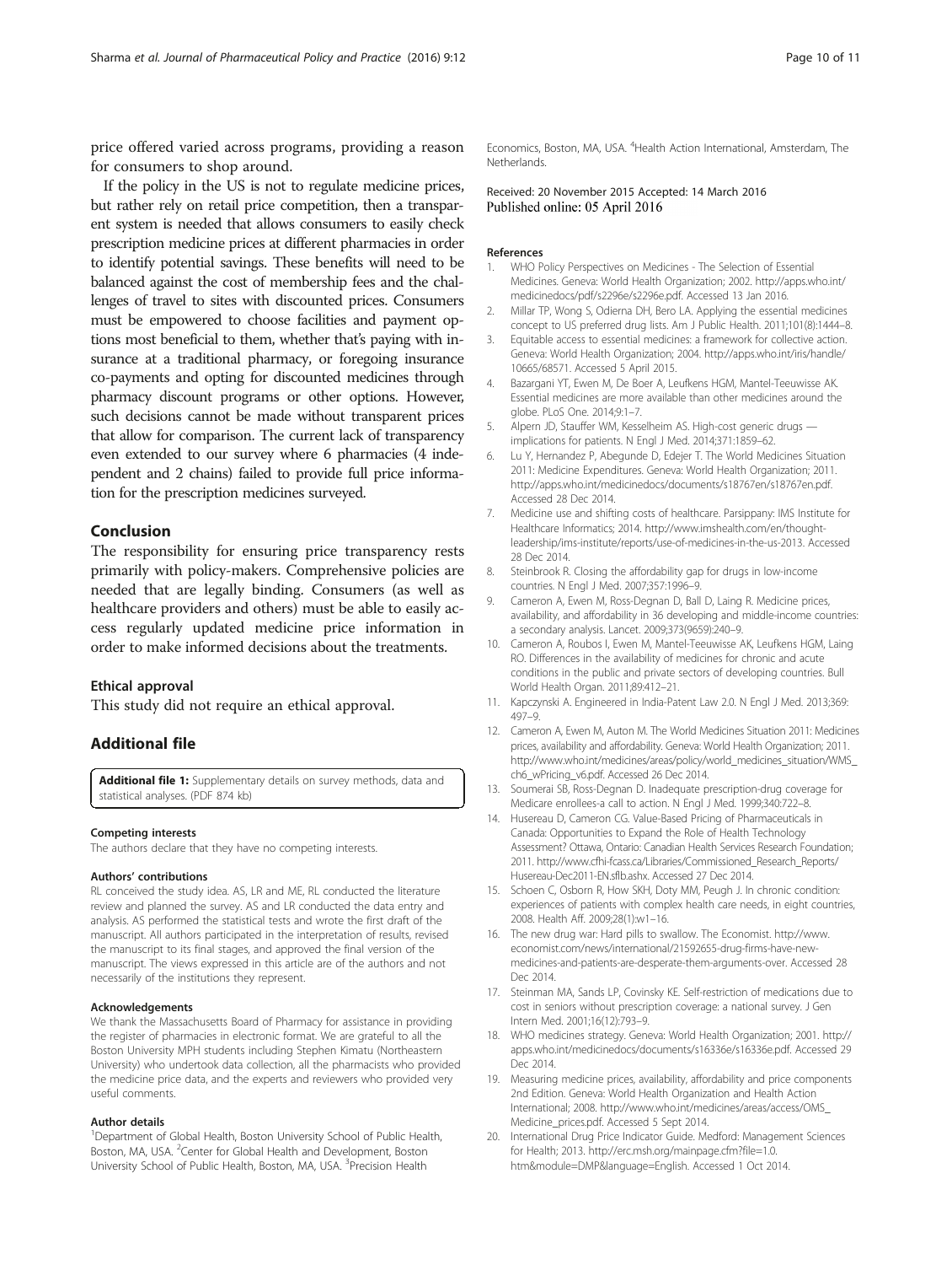price offered varied across programs, providing a reason for consumers to shop around.

If the policy in the US is not to regulate medicine prices, but rather rely on retail price competition, then a transparent system is needed that allows consumers to easily check prescription medicine prices at different pharmacies in order to identify potential savings. These benefits will need to be balanced against the cost of membership fees and the challenges of travel to sites with discounted prices. Consumers must be empowered to choose facilities and payment options most beneficial to them, whether that's paying with insurance at a traditional pharmacy, or foregoing insurance co-payments and opting for discounted medicines through pharmacy discount programs or other options. However, such decisions cannot be made without transparent prices that allow for comparison. The current lack of transparency even extended to our survey where 6 pharmacies (4 independent and 2 chains) failed to provide full price information for the prescription medicines surveyed.

## Conclusion

The responsibility for ensuring price transparency rests primarily with policy-makers. Comprehensive policies are needed that are legally binding. Consumers (as well as healthcare providers and others) must be able to easily access regularly updated medicine price information in order to make informed decisions about the treatments.

### Ethical approval

This study did not require an ethical approval.

## Additional file

**Additional file 1:** Supplementary details on survey methods, data and statistical analyses. (PDF 874 kb)

#### Competing interests

The authors declare that they have no competing interests.

#### Authors' contributions

RL conceived the study idea. AS, LR and ME, RL conducted the literature review and planned the survey. AS and LR conducted the data entry and analysis. AS performed the statistical tests and wrote the first draft of the manuscript. All authors participated in the interpretation of results, revised the manuscript to its final stages, and approved the final version of the manuscript. The views expressed in this article are of the authors and not necessarily of the institutions they represent.

#### Acknowledgements

We thank the Massachusetts Board of Pharmacy for assistance in providing the register of pharmacies in electronic format. We are grateful to all the Boston University MPH students including Stephen Kimatu (Northeastern University) who undertook data collection, all the pharmacists who provided the medicine price data, and the experts and reviewers who provided very useful comments.

#### Author details

[1]Department of Global Health, Boston University School of Public Health, Boston, MA, USA. [2]Center for Global Health and Development, Boston University School of Public Health, Boston, MA, USA. [3]Precision Health Economics, Boston, MA, USA. [4]Health Action International, Amsterdam, The Netherlands.

Received: 20 November 2015 Accepted: 14 March 2016
Published online: 05 April 2016

#### References

1. WHO Policy Perspectives on Medicines - The Selection of Essential Medicines. Geneva: World Health Organization; 2002. http://apps.who.int/medicinedocs/pdf/s2296e/s2296e.pdf. Accessed 13 Jan 2016.
2. Millar TP, Wong S, Odierna DH, Bero LA. Applying the essential medicines concept to US preferred drug lists. Am J Public Health. 2011;101(8):1444–8.
3. Equitable access to essential medicines: a framework for collective action. Geneva: World Health Organization; 2004. http://apps.who.int/iris/handle/10665/68571. Accessed 5 April 2015.
4. Bazargani YT, Ewen M, De Boer A, Leufkens HGM, Mantel-Teeuwisse AK. Essential medicines are more available than other medicines around the globe. PLoS One. 2014;9:1–7.
5. Alpern JD, Stauffer WM, Kesselheim AS. High-cost generic drugs — implications for patients. N Engl J Med. 2014;371:1859–62.
6. Lu Y, Hernandez P, Abegunde D, Edejer T. The World Medicines Situation 2011: Medicine Expenditures. Geneva: World Health Organization; 2011. http://apps.who.int/medicinedocs/documents/s18767en/s18767en.pdf. Accessed 28 Dec 2014.
7. Medicine use and shifting costs of healthcare. Parsippany: IMS Institute for Healthcare Informatics; 2014. http://www.imshealth.com/en/thought-leadership/ims-institute/reports/use-of-medicines-in-the-us-2013. Accessed 28 Dec 2014.
8. Steinbrook R. Closing the affordability gap for drugs in low-income countries. N Engl J Med. 2007;357:1996–9.
9. Cameron A, Ewen M, Ross-Degnan D, Ball D, Laing R. Medicine prices, availability, and affordability in 36 developing and middle-income countries: a secondary analysis. Lancet. 2009;373(9659):240–9.
10. Cameron A, Roubos I, Ewen M, Mantel-Teeuwisse AK, Leufkens HGM, Laing RO. Differences in the availability of medicines for chronic and acute conditions in the public and private sectors of developing countries. Bull World Health Organ. 2011;89:412–21.
11. Kapczynski A. Engineered in India-Patent Law 2.0. N Engl J Med. 2013;369:497–9.
12. Cameron A, Ewen M, Auton M. The World Medicines Situation 2011: Medicines prices, availability and affordability. Geneva: World Health Organization; 2011. http://www.who.int/medicines/areas/policy/world_medicines_situation/WMS_ch6_wPricing_v6.pdf. Accessed 26 Dec 2014.
13. Soumerai SB, Ross-Degnan D. Inadequate prescription-drug coverage for Medicare enrollees-a call to action. N Engl J Med. 1999;340:722–8.
14. Husereau D, Cameron CG. Value-Based Pricing of Pharmaceuticals in Canada: Opportunities to Expand the Role of Health Technology Assessment? Ottawa, Ontario: Canadian Health Services Research Foundation; 2011. http://www.cfhi-fcass.ca/Libraries/Commissioned_Research_Reports/Husereau-Dec2011-EN.sflb.ashx. Accessed 27 Dec 2014.
15. Schoen C, Osborn R, How SKH, Doty MM, Peugh J. In chronic condition: experiences of patients with complex health care needs, in eight countries, 2008. Health Aff. 2009;28(1):w1–16.
16. The new drug war: Hard pills to swallow. The Economist. http://www.economist.com/news/international/21592655-drug-firms-have-new-medicines-and-patients-are-desperate-them-arguments-over. Accessed 28 Dec 2014.
17. Steinman MA, Sands LP, Covinsky KE. Self-restriction of medications due to cost in seniors without prescription coverage: a national survey. J Gen Intern Med. 2001;16(12):793–9.
18. WHO medicines strategy. Geneva: World Health Organization; 2001. http://apps.who.int/medicinedocs/documents/s16336e/s16336e.pdf. Accessed 29 Dec 2014.
19. Measuring medicine prices, availability, affordability and price components 2nd Edition. Geneva: World Health Organization and Health Action International; 2008. http://www.who.int/medicines/areas/access/OMS_Medicine_prices.pdf. Accessed 5 Sept 2014.
20. International Drug Price Indicator Guide. Medford: Management Sciences for Health; 2013. http://erc.msh.org/mainpage.cfm?file=1.0.htm&module=DMP&language=English. Accessed 1 Oct 2014.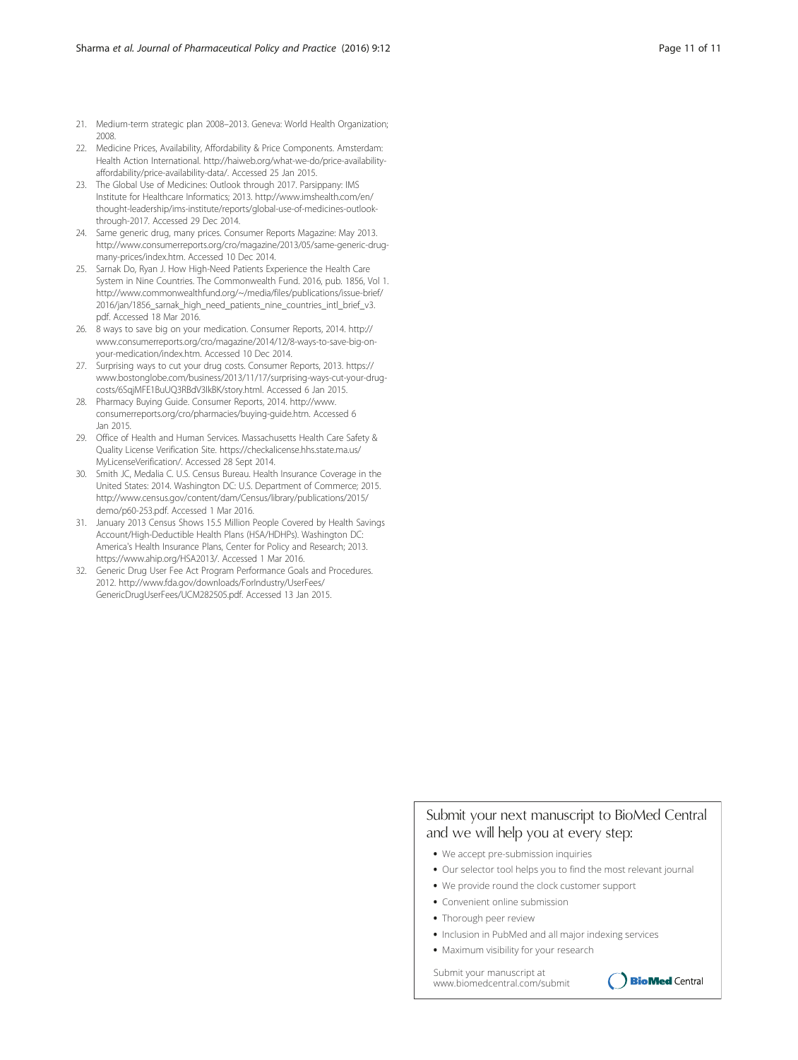21. Medium-term strategic plan 2008–2013. Geneva: World Health Organization; 2008.
22. Medicine Prices, Availability, Affordability & Price Components. Amsterdam: Health Action International. http://haiweb.org/what-we-do/price-availability-affordability/price-availability-data/. Accessed 25 Jan 2015.
23. The Global Use of Medicines: Outlook through 2017. Parsippany: IMS Institute for Healthcare Informatics; 2013. http://www.imshealth.com/en/thought-leadership/ims-institute/reports/global-use-of-medicines-outlook-through-2017. Accessed 29 Dec 2014.
24. Same generic drug, many prices. Consumer Reports Magazine: May 2013. http://www.consumerreports.org/cro/magazine/2013/05/same-generic-drug-many-prices/index.htm. Accessed 10 Dec 2014.
25. Sarnak Do, Ryan J. How High-Need Patients Experience the Health Care System in Nine Countries. The Commonwealth Fund. 2016, pub. 1856, Vol 1. http://www.commonwealthfund.org/~/media/files/publications/issue-brief/2016/jan/1856_sarnak_high_need_patients_nine_countries_intl_brief_v3.pdf. Accessed 18 Mar 2016.
26. 8 ways to save big on your medication. Consumer Reports, 2014. http://www.consumerreports.org/cro/magazine/2014/12/8-ways-to-save-big-on-your-medication/index.htm. Accessed 10 Dec 2014.
27. Surprising ways to cut your drug costs. Consumer Reports, 2013. https://www.bostonglobe.com/business/2013/11/17/surprising-ways-cut-your-drug-costs/6SqjMFE1BuUQ3RBdV3IkBK/story.html. Accessed 6 Jan 2015.
28. Pharmacy Buying Guide. Consumer Reports, 2014. http://www.consumerreports.org/cro/pharmacies/buying-guide.htm. Accessed 6 Jan 2015.
29. Office of Health and Human Services. Massachusetts Health Care Safety & Quality License Verification Site. https://checkalicense.hhs.state.ma.us/MyLicenseVerification/. Accessed 28 Sept 2014.
30. Smith JC, Medalia C. U.S. Census Bureau. Health Insurance Coverage in the United States: 2014. Washington DC: U.S. Department of Commerce; 2015. http://www.census.gov/content/dam/Census/library/publications/2015/demo/p60-253.pdf. Accessed 1 Mar 2016.
31. January 2013 Census Shows 15.5 Million People Covered by Health Savings Account/High-Deductible Health Plans (HSA/HDHPs). Washington DC: America's Health Insurance Plans, Center for Policy and Research; 2013. https://www.ahip.org/HSA2013/. Accessed 1 Mar 2016.
32. Generic Drug User Fee Act Program Performance Goals and Procedures. 2012. http://www.fda.gov/downloads/ForIndustry/UserFees/GenericDrugUserFees/UCM282505.pdf. Accessed 13 Jan 2015.

Submit your next manuscript to BioMed Central and we will help you at every step:

- We accept pre-submission inquiries
- Our selector tool helps you to find the most relevant journal
- We provide round the clock customer support
- Convenient online submission
- Thorough peer review
- Inclusion in PubMed and all major indexing services
- Maximum visibility for your research

Submit your manuscript at
www.biomedcentral.com/submit

BioMed Central